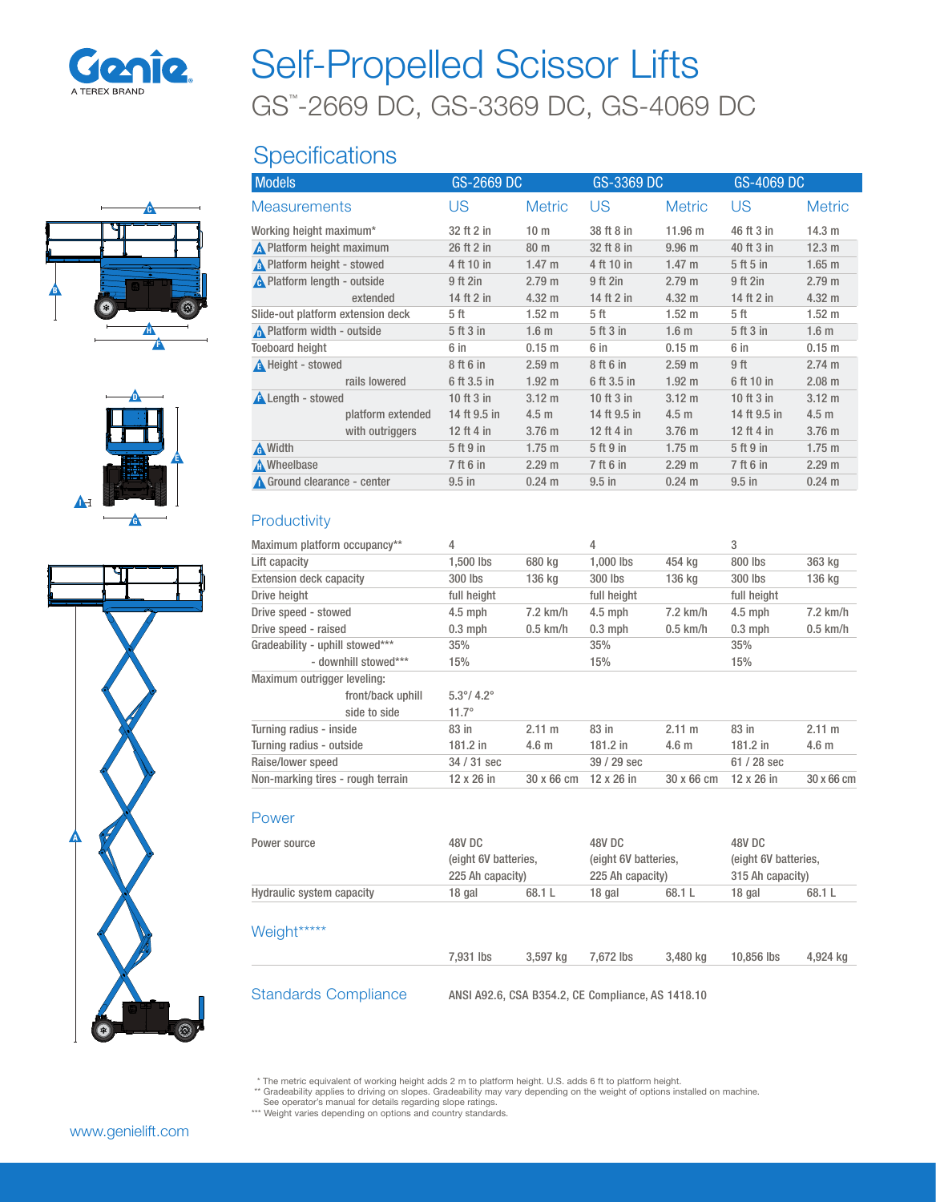# Self-Propelled Scissor Lifts

## GS™-2669 DC, GS-3369 DC, GS-4069 DC

## Specifications

| Models | GS-2669 DC | | GS-3369 DC | | GS-4069 DC | |
|---|---|---|---|---|---|---|
| **Measurements** | **US** | **Metric** | **US** | **Metric** | **US** | **Metric** |
| Working height maximum* | 32 ft 2 in | 10 m | 38 ft 8 in | 11.96 m | 46 ft 3 in | 14.3 m |
| A Platform height maximum | 26 ft 2 in | 80 m | 32 ft 8 in | 9.96 m | 40 ft 3 in | 12.3 m |
| B Platform height - stowed | 4 ft 10 in | 1.47 m | 4 ft 10 in | 1.47 m | 5 ft 5 in | 1.65 m |
| C Platform length - outside | 9 ft 2in | 2.79 m | 9 ft 2in | 2.79 m | 9 ft 2in | 2.79 m |
| extended | 14 ft 2 in | 4.32 m | 14 ft 2 in | 4.32 m | 14 ft 2 in | 4.32 m |
| Slide-out platform extension deck | 5 ft | 1.52 m | 5 ft | 1.52 m | 5 ft | 1.52 m |
| D Platform width - outside | 5 ft 3 in | 1.6 m | 5 ft 3 in | 1.6 m | 5 ft 3 in | 1.6 m |
| Toeboard height | 6 in | 0.15 m | 6 in | 0.15 m | 6 in | 0.15 m |
| E Height - stowed | 8 ft 6 in | 2.59 m | 8 ft 6 in | 2.59 m | 9 ft | 2.74 m |
| rails lowered | 6 ft 3.5 in | 1.92 m | 6 ft 3.5 in | 1.92 m | 6 ft 10 in | 2.08 m |
| F Length - stowed | 10 ft 3 in | 3.12 m | 10 ft 3 in | 3.12 m | 10 ft 3 in | 3.12 m |
| platform extended | 14 ft 9.5 in | 4.5 m | 14 ft 9.5 in | 4.5 m | 14 ft 9.5 in | 4.5 m |
| with outriggers | 12 ft 4 in | 3.76 m | 12 ft 4 in | 3.76 m | 12 ft 4 in | 3.76 m |
| G Width | 5 ft 9 in | 1.75 m | 5 ft 9 in | 1.75 m | 5 ft 9 in | 1.75 m |
| H Wheelbase | 7 ft 6 in | 2.29 m | 7 ft 6 in | 2.29 m | 7 ft 6 in | 2.29 m |
| I Ground clearance - center | 9.5 in | 0.24 m | 9.5 in | 0.24 m | 9.5 in | 0.24 m |

### Productivity

| | GS-2669 DC | | GS-3369 DC | | GS-4069 DC | |
|---|---|---|---|---|---|---|
| Maximum platform occupancy** | 4 | | 4 | | 3 | |
| Lift capacity | 1,500 lbs | 680 kg | 1,000 lbs | 454 kg | 800 lbs | 363 kg |
| Extension deck capacity | 300 lbs | 136 kg | 300 lbs | 136 kg | 300 lbs | 136 kg |
| Drive height | full height | | full height | | full height | |
| Drive speed - stowed | 4.5 mph | 7.2 km/h | 4.5 mph | 7.2 km/h | 4.5 mph | 7.2 km/h |
| Drive speed - raised | 0.3 mph | 0.5 km/h | 0.3 mph | 0.5 km/h | 0.3 mph | 0.5 km/h |
| Gradeability - uphill stowed*** | 35% | | 35% | | 35% | |
| - downhill stowed*** | 15% | | 15% | | 15% | |
| Maximum outrigger leveling: | | | | | | |
| front/back uphill | 5.3°/ 4.2° | | | | | |
| side to side | 11.7° | | | | | |
| Turning radius - inside | 83 in | 2.11 m | 83 in | 2.11 m | 83 in | 2.11 m |
| Turning radius - outside | 181.2 in | 4.6 m | 181.2 in | 4.6 m | 181.2 in | 4.6 m |
| Raise/lower speed | 34 / 31 sec | | 39 / 29 sec | | 61 / 28 sec | |
| Non-marking tires - rough terrain | 12 x 26 in | 30 x 66 cm | 12 x 26 in | 30 x 66 cm | 12 x 26 in | 30 x 66 cm |

### Power

| | GS-2669 DC | | GS-3369 DC | | GS-4069 DC | |
|---|---|---|---|---|---|---|
| Power source | 48V DC (eight 6V batteries, 225 Ah capacity) | | 48V DC (eight 6V batteries, 225 Ah capacity) | | 48V DC (eight 6V batteries, 315 Ah capacity) | |
| Hydraulic system capacity | 18 gal | 68.1 L | 18 gal | 68.1 L | 18 gal | 68.1 L |

### Weight*****

| | GS-2669 DC | | GS-3369 DC | | GS-4069 DC | |
|---|---|---|---|---|---|---|
| | 7,931 lbs | 3,597 kg | 7,672 lbs | 3,480 kg | 10,856 lbs | 4,924 kg |

### Standards Compliance

ANSI A92.6, CSA B354.2, CE Compliance, AS 1418.10

\* The metric equivalent of working height adds 2 m to platform height. U.S. adds 6 ft to platform height.
** Gradeability applies to driving on slopes. Gradeability may vary depending on the weight of options installed on machine. See operator's manual for details regarding slope ratings.
*** Weight varies depending on options and country standards.

www.genielift.com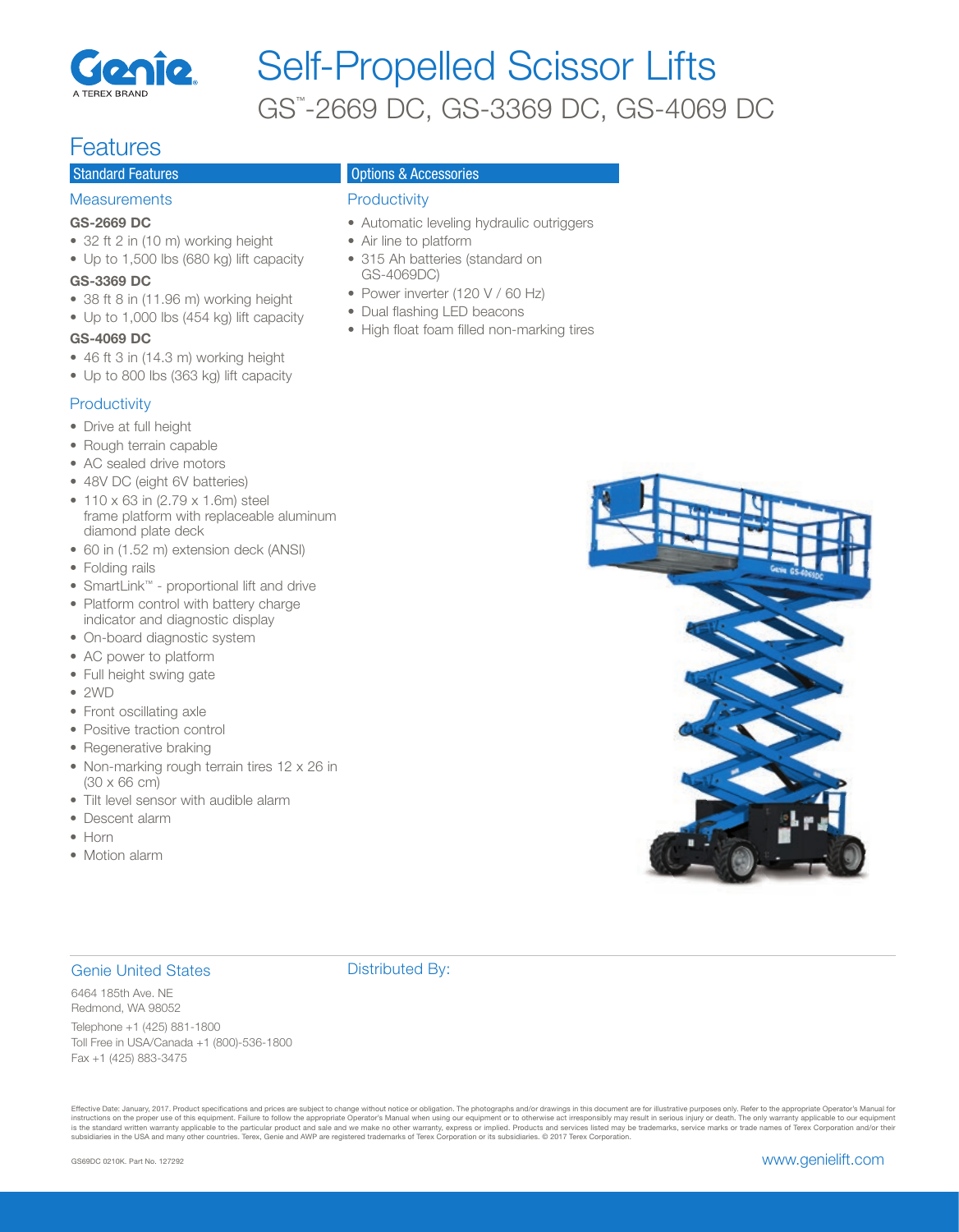# Self-Propelled Scissor Lifts

GS™-2669 DC, GS-3369 DC, GS-4069 DC

## Features

### Standard Features

#### Measurements

**GS-2669 DC**

- 32 ft 2 in (10 m) working height
- Up to 1,500 lbs (680 kg) lift capacity

**GS-3369 DC**

- 38 ft 8 in (11.96 m) working height
- Up to 1,000 lbs (454 kg) lift capacity

**GS-4069 DC**

- 46 ft 3 in (14.3 m) working height
- Up to 800 lbs (363 kg) lift capacity

#### Productivity

- Drive at full height
- Rough terrain capable
- AC sealed drive motors
- 48V DC (eight 6V batteries)
- 110 x 63 in (2.79 x 1.6m) steel frame platform with replaceable aluminum diamond plate deck
- 60 in (1.52 m) extension deck (ANSI)
- Folding rails
- SmartLink™ - proportional lift and drive
- Platform control with battery charge indicator and diagnostic display
- On-board diagnostic system
- AC power to platform
- Full height swing gate
- 2WD
- Front oscillating axle
- Positive traction control
- Regenerative braking
- Non-marking rough terrain tires 12 x 26 in (30 x 66 cm)
- Tilt level sensor with audible alarm
- Descent alarm
- Horn
- Motion alarm

### Options & Accessories

#### Productivity

- Automatic leveling hydraulic outriggers
- Air line to platform
- 315 Ah batteries (standard on GS-4069DC)
- Power inverter (120 V / 60 Hz)
- Dual flashing LED beacons
- High float foam filled non-marking tires

### Genie United States

6464 185th Ave. NE
Redmond, WA 98052

Telephone +1 (425) 881-1800
Toll Free in USA/Canada +1 (800)-536-1800
Fax +1 (425) 883-3475

Distributed By:

Effective Date: January, 2017. Product specifications and prices are subject to change without notice or obligation. The photographs and/or drawings in this document are for illustrative purposes only. Refer to the appropriate Operator's Manual for instructions on the proper use of this equipment. Failure to follow the appropriate Operator's Manual when using our equipment or to otherwise act irresponsibly may result in serious injury or death. The only warranty applicable to our equipment is the standard written warranty applicable to the particular product and sale and we make no other warranty, express or implied. Products and services listed may be trademarks, service marks or trade names of Terex Corporation and/or their subsidiaries in the USA and many other countries. Terex, Genie and AWP are registered trademarks of Terex Corporation or its subsidiaries. © 2017 Terex Corporation.

GS69DC 0210K. Part No. 127292

www.genielift.com